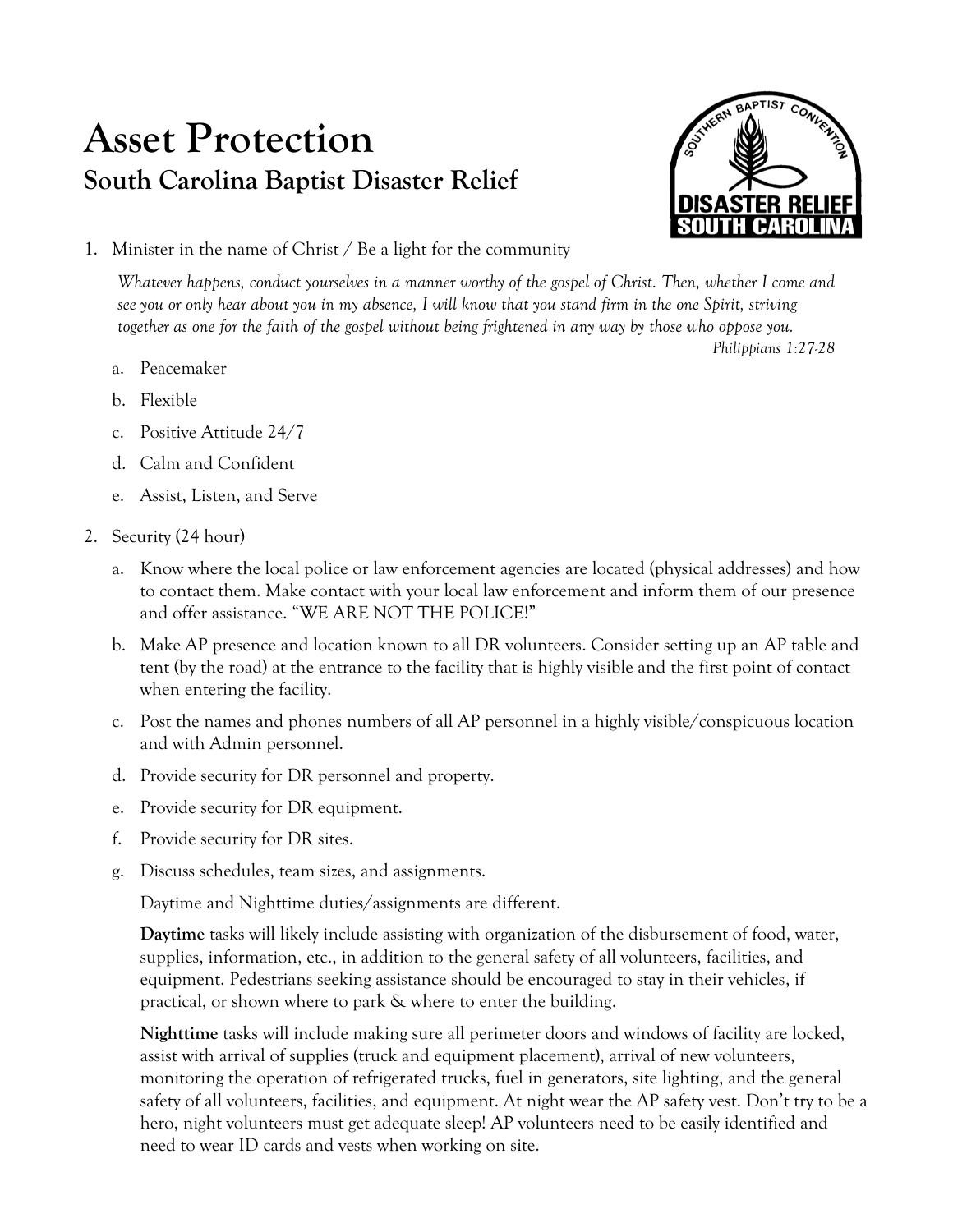# Asset Protection

## South Carolina Baptist Disaster Relief

1. Minister in the name of Christ / Be a light for the community

   *Whatever happens, conduct yourselves in a manner worthy of the gospel of Christ. Then, whether I come and see you or only hear about you in my absence, I will know that you stand firm in the one Spirit, striving together as one for the faith of the gospel without being frightened in any way by those who oppose you.*
   *Philippians 1:27-28*

   a. Peacemaker

   b. Flexible

   c. Positive Attitude 24/7

   d. Calm and Confident

   e. Assist, Listen, and Serve

2. Security (24 hour)

   a. Know where the local police or law enforcement agencies are located (physical addresses) and how to contact them. Make contact with your local law enforcement and inform them of our presence and offer assistance. "WE ARE NOT THE POLICE!"

   b. Make AP presence and location known to all DR volunteers. Consider setting up an AP table and tent (by the road) at the entrance to the facility that is highly visible and the first point of contact when entering the facility.

   c. Post the names and phones numbers of all AP personnel in a highly visible/conspicuous location and with Admin personnel.

   d. Provide security for DR personnel and property.

   e. Provide security for DR equipment.

   f. Provide security for DR sites.

   g. Discuss schedules, team sizes, and assignments.

   Daytime and Nighttime duties/assignments are different.

   **Daytime** tasks will likely include assisting with organization of the disbursement of food, water, supplies, information, etc., in addition to the general safety of all volunteers, facilities, and equipment. Pedestrians seeking assistance should be encouraged to stay in their vehicles, if practical, or shown where to park & where to enter the building.

   **Nighttime** tasks will include making sure all perimeter doors and windows of facility are locked, assist with arrival of supplies (truck and equipment placement), arrival of new volunteers, monitoring the operation of refrigerated trucks, fuel in generators, site lighting, and the general safety of all volunteers, facilities, and equipment. At night wear the AP safety vest. Don't try to be a hero, night volunteers must get adequate sleep! AP volunteers need to be easily identified and need to wear ID cards and vests when working on site.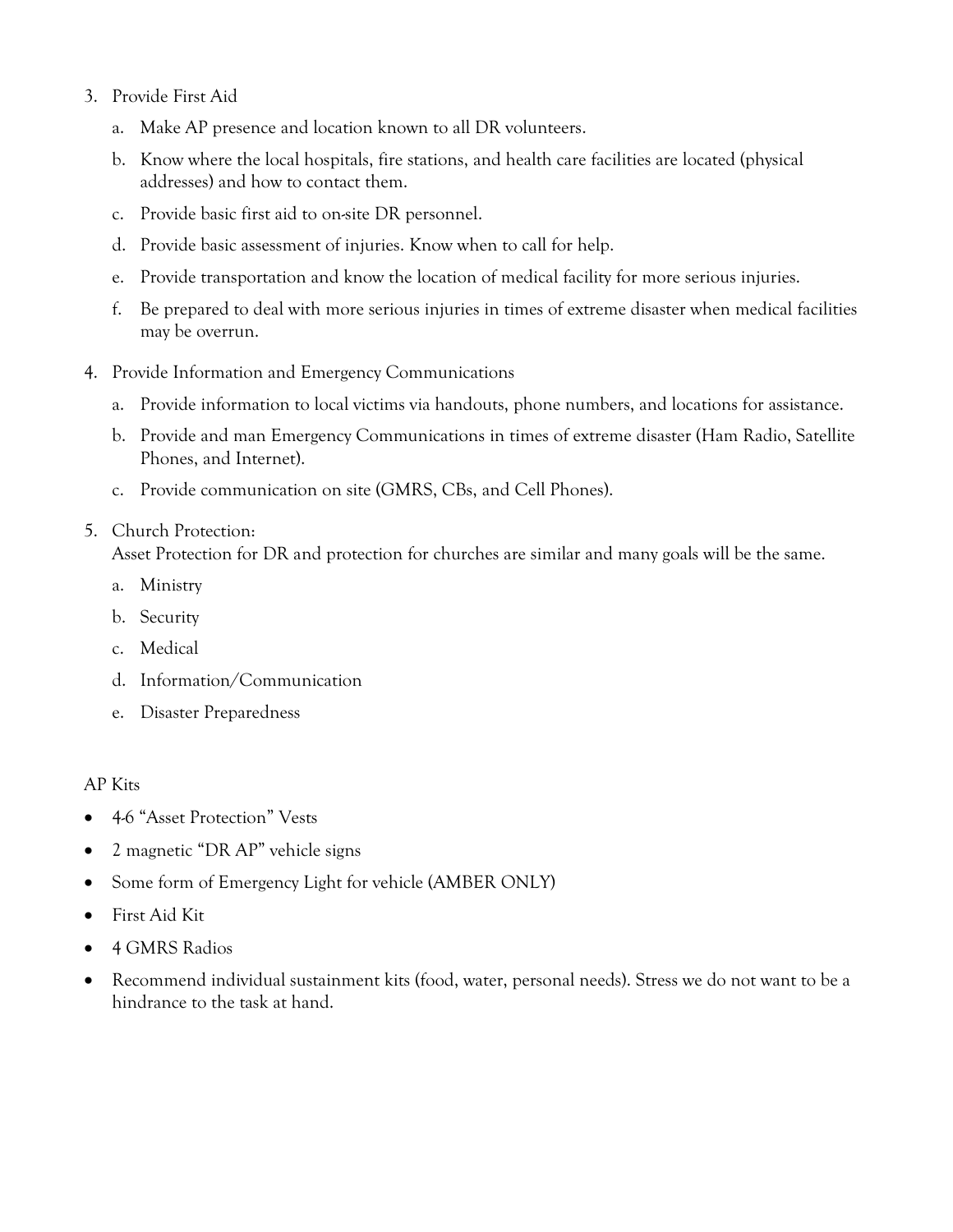3. Provide First Aid
    a. Make AP presence and location known to all DR volunteers.
    b. Know where the local hospitals, fire stations, and health care facilities are located (physical addresses) and how to contact them.
    c. Provide basic first aid to on-site DR personnel.
    d. Provide basic assessment of injuries. Know when to call for help.
    e. Provide transportation and know the location of medical facility for more serious injuries.
    f. Be prepared to deal with more serious injuries in times of extreme disaster when medical facilities may be overrun.
4. Provide Information and Emergency Communications
    a. Provide information to local victims via handouts, phone numbers, and locations for assistance.
    b. Provide and man Emergency Communications in times of extreme disaster (Ham Radio, Satellite Phones, and Internet).
    c. Provide communication on site (GMRS, CBs, and Cell Phones).
5. Church Protection:
   Asset Protection for DR and protection for churches are similar and many goals will be the same.
    a. Ministry
    b. Security
    c. Medical
    d. Information/Communication
    e. Disaster Preparedness

AP Kits

- 4-6 "Asset Protection" Vests
- 2 magnetic "DR AP" vehicle signs
- Some form of Emergency Light for vehicle (AMBER ONLY)
- First Aid Kit
- 4 GMRS Radios
- Recommend individual sustainment kits (food, water, personal needs). Stress we do not want to be a hindrance to the task at hand.